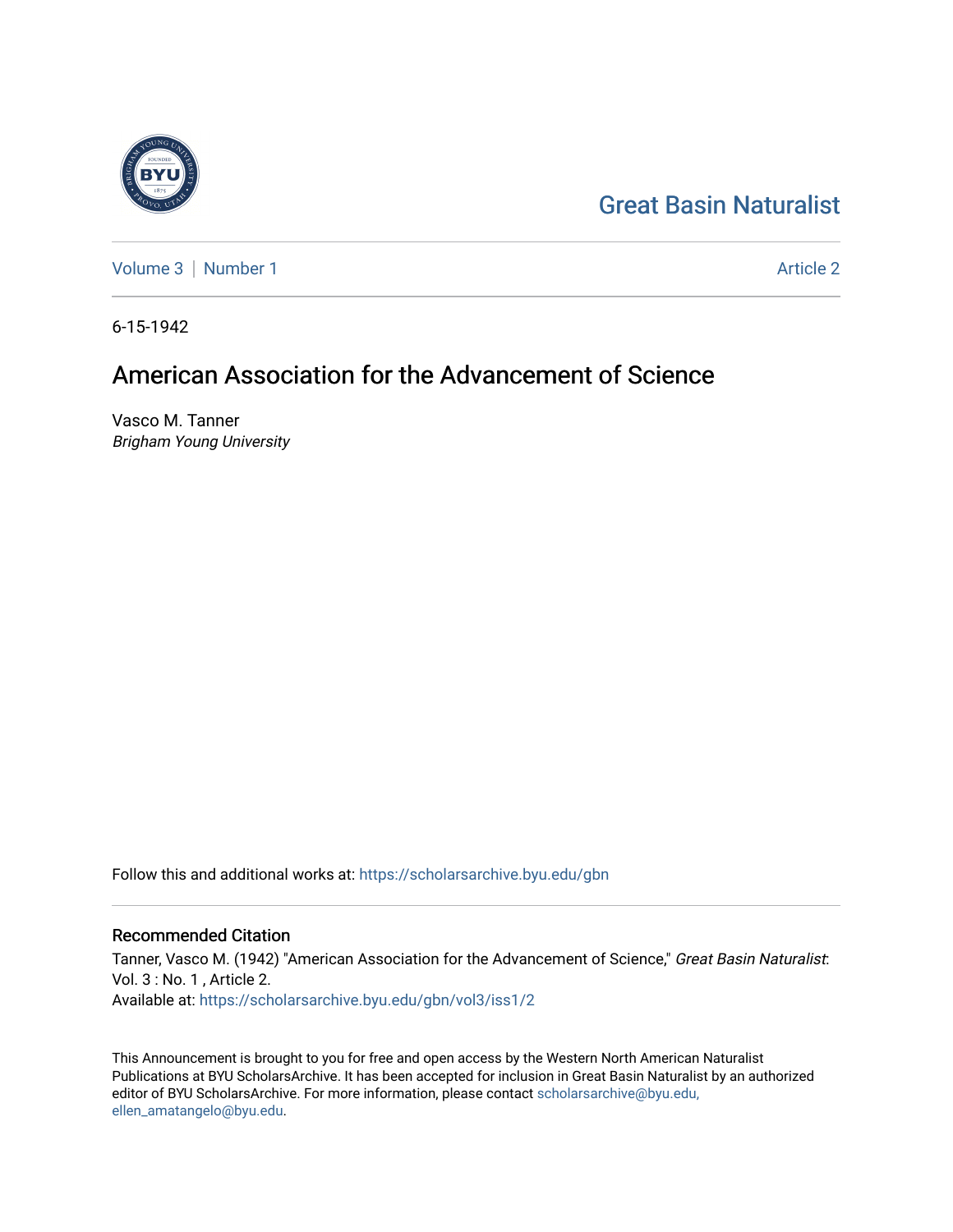Great Basin Naturalist

Volume 3 | Number 1 — Article 2

6-15-1942

# American Association for the Advancement of Science

Vasco M. Tanner
*Brigham Young University*

Follow this and additional works at: https://scholarsarchive.byu.edu/gbn

## Recommended Citation

Tanner, Vasco M. (1942) "American Association for the Advancement of Science," *Great Basin Naturalist*: Vol. 3 : No. 1 , Article 2.
Available at: https://scholarsarchive.byu.edu/gbn/vol3/iss1/2

This Announcement is brought to you for free and open access by the Western North American Naturalist Publications at BYU ScholarsArchive. It has been accepted for inclusion in Great Basin Naturalist by an authorized editor of BYU ScholarsArchive. For more information, please contact scholarsarchive@byu.edu, ellen_amatangelo@byu.edu.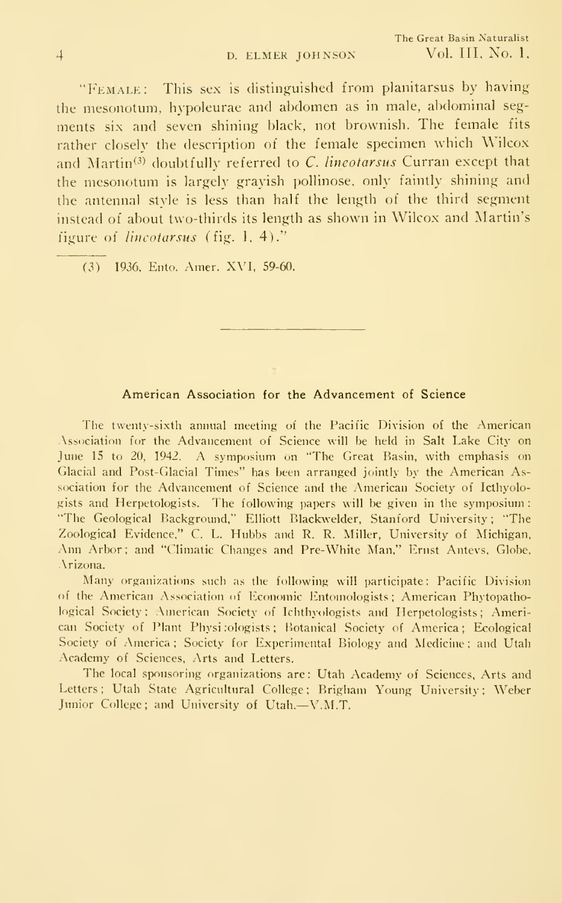"FEMALE: This sex is distinguished from planitarsus by having the mesonotum, hypoleurae and abdomen as in male, abdominal segments six and seven shining black, not brownish. The female fits rather closely the description of the female specimen which Wilcox and Martin[3] doubtfully referred to *C. lineotarsus* Curran except that the mesonotum is largely grayish pollinose, only faintly shining and the antennal style is less than half the length of the third segment instead of about two-thirds its length as shown in Wilcox and Martin's figure of *lineotarsus* (fig. 1, 4)."

(3) 1936, Ento. Amer. XVI, 59-60.

---

## American Association for the Advancement of Science

The twenty-sixth annual meeting of the Pacific Division of the American Association for the Advancement of Science will be held in Salt Lake City on June 15 to 20, 1942. A symposium on "The Great Basin, with emphasis on Glacial and Post-Glacial Times" has been arranged jointly by the American Association for the Advancement of Science and the American Society of Icthyologists and Herpetologists. The following papers will be given in the symposium: "The Geological Background," Elliott Blackwelder, Stanford University; "The Zoological Evidence," C. L. Hubbs and R. R. Miller, University of Michigan, Ann Arbor; and "Climatic Changes and Pre-White Man," Ernst Antevs, Globe, Arizona.

Many organizations such as the following will participate: Pacific Division of the American Association of Economic Entomologists; American Phytopathological Society; American Society of Ichthyologists and Herpetologists; American Society of Plant Physiologists; Botanical Society of America; Ecological Society of America; Society for Experimental Biology and Medicine; and Utah Academy of Sciences, Arts and Letters.

The local sponsoring organizations are: Utah Academy of Sciences, Arts and Letters; Utah State Agricultural College; Brigham Young University; Weber Junior College; and University of Utah.—V.M.T.